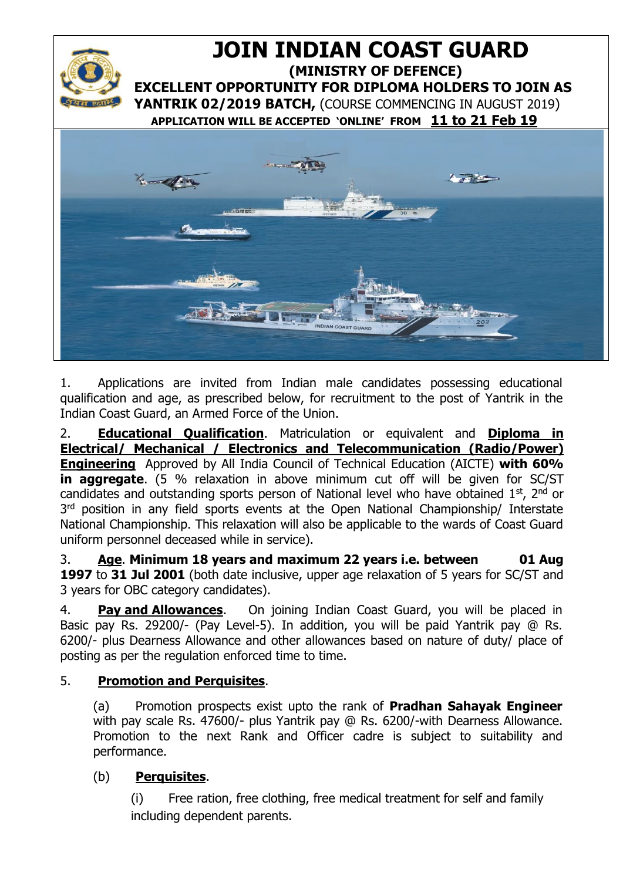# JOIN INDIAN COAST GUARD

**(MINISTRY OF DEFENCE)**

**EXCELLENT OPPORTUNITY FOR DIPLOMA HOLDERS TO JOIN AS YANTRIK 02/2019 BATCH,** (COURSE COMMENCING IN AUGUST 2019)

**APPLICATION WILL BE ACCEPTED 'ONLINE' FROM <u>11 to 21 Feb 19</u>**

1. Applications are invited from Indian male candidates possessing educational qualification and age, as prescribed below, for recruitment to the post of Yantrik in the Indian Coast Guard, an Armed Force of the Union.

2. **<u>Educational Qualification</u>**. Matriculation or equivalent and **<u>Diploma in Electrical/ Mechanical / Electronics and Telecommunication (Radio/Power) Engineering</u>** Approved by All India Council of Technical Education (AICTE) **with 60% in aggregate**. (5 % relaxation in above minimum cut off will be given for SC/ST candidates and outstanding sports person of National level who have obtained 1st, 2nd or 3rd position in any field sports events at the Open National Championship/ Interstate National Championship. This relaxation will also be applicable to the wards of Coast Guard uniform personnel deceased while in service).

3. **<u>Age</u>**. **Minimum 18 years and maximum 22 years i.e. between 01 Aug 1997** to **31 Jul 2001** (both date inclusive, upper age relaxation of 5 years for SC/ST and 3 years for OBC category candidates).

4. **<u>Pay and Allowances</u>**. On joining Indian Coast Guard, you will be placed in Basic pay Rs. 29200/- (Pay Level-5). In addition, you will be paid Yantrik pay @ Rs. 6200/- plus Dearness Allowance and other allowances based on nature of duty/ place of posting as per the regulation enforced time to time.

5. **<u>Promotion and Perquisites</u>**.

(a) Promotion prospects exist upto the rank of **Pradhan Sahayak Engineer** with pay scale Rs. 47600/- plus Yantrik pay @ Rs. 6200/-with Dearness Allowance. Promotion to the next Rank and Officer cadre is subject to suitability and performance.

(b) **<u>Perquisites</u>**.

(i) Free ration, free clothing, free medical treatment for self and family including dependent parents.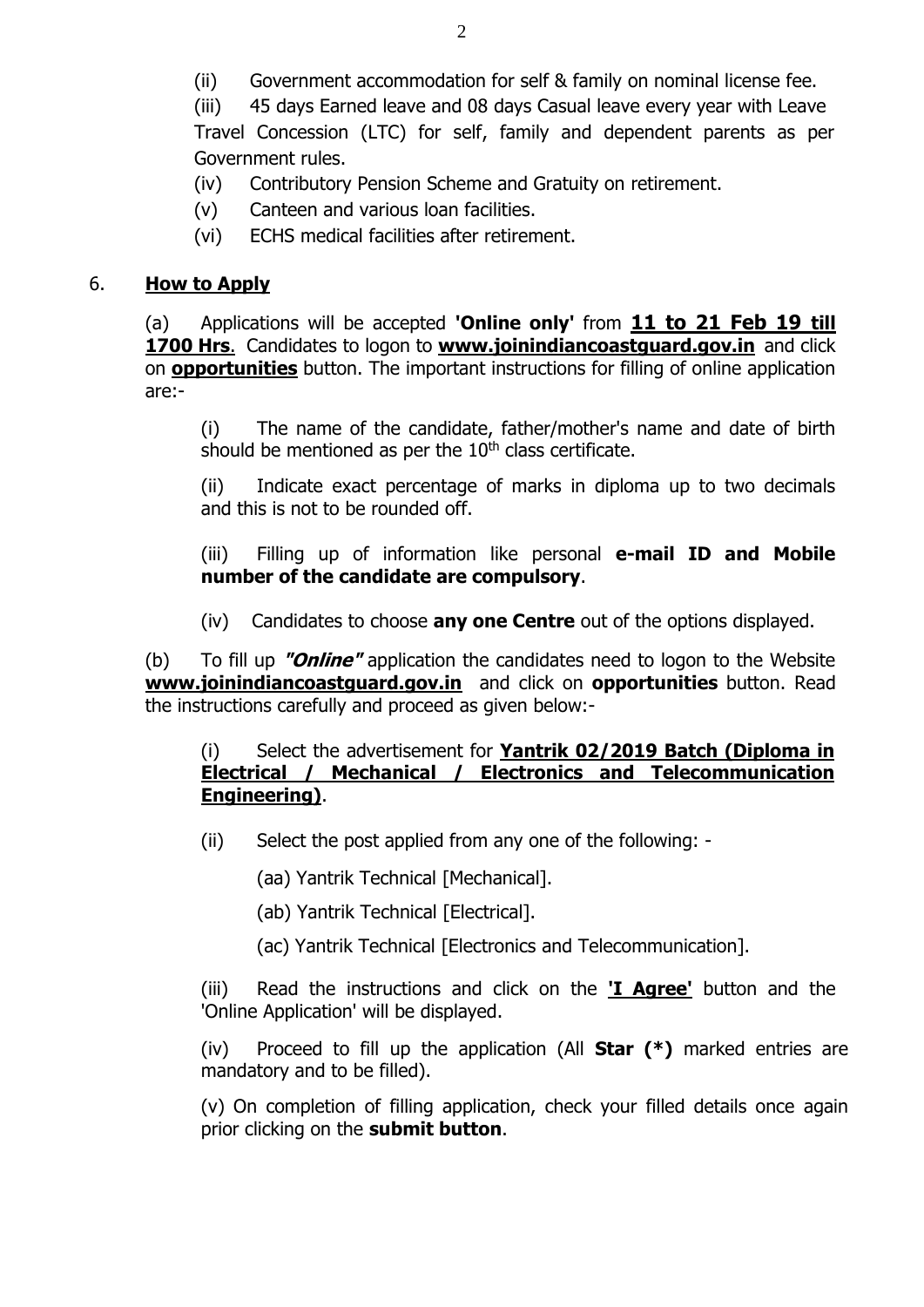(ii) Government accommodation for self & family on nominal license fee.

(iii) 45 days Earned leave and 08 days Casual leave every year with Leave Travel Concession (LTC) for self, family and dependent parents as per Government rules.

(iv) Contributory Pension Scheme and Gratuity on retirement.

(v) Canteen and various loan facilities.

(vi) ECHS medical facilities after retirement.

6. **How to Apply**

(a) Applications will be accepted **'Online only'** from **11 to 21 Feb 19 till 1700 Hrs**. Candidates to logon to **www.joinindiancoastguard.gov.in** and click on **opportunities** button. The important instructions for filling of online application are:-

(i) The name of the candidate, father/mother's name and date of birth should be mentioned as per the 10th class certificate.

(ii) Indicate exact percentage of marks in diploma up to two decimals and this is not to be rounded off.

(iii) Filling up of information like personal **e-mail ID and Mobile number of the candidate are compulsory**.

(iv) Candidates to choose **any one Centre** out of the options displayed.

(b) To fill up ***"Online"*** application the candidates need to logon to the Website **www.joinindiancoastguard.gov.in** and click on **opportunities** button. Read the instructions carefully and proceed as given below:-

(i) Select the advertisement for **Yantrik 02/2019 Batch (Diploma in Electrical / Mechanical / Electronics and Telecommunication Engineering)**.

(ii) Select the post applied from any one of the following: -

(aa) Yantrik Technical [Mechanical].

(ab) Yantrik Technical [Electrical].

(ac) Yantrik Technical [Electronics and Telecommunication].

(iii) Read the instructions and click on the **'I Agree'** button and the 'Online Application' will be displayed.

(iv) Proceed to fill up the application (All **Star (*)** marked entries are mandatory and to be filled).

(v) On completion of filling application, check your filled details once again prior clicking on the **submit button**.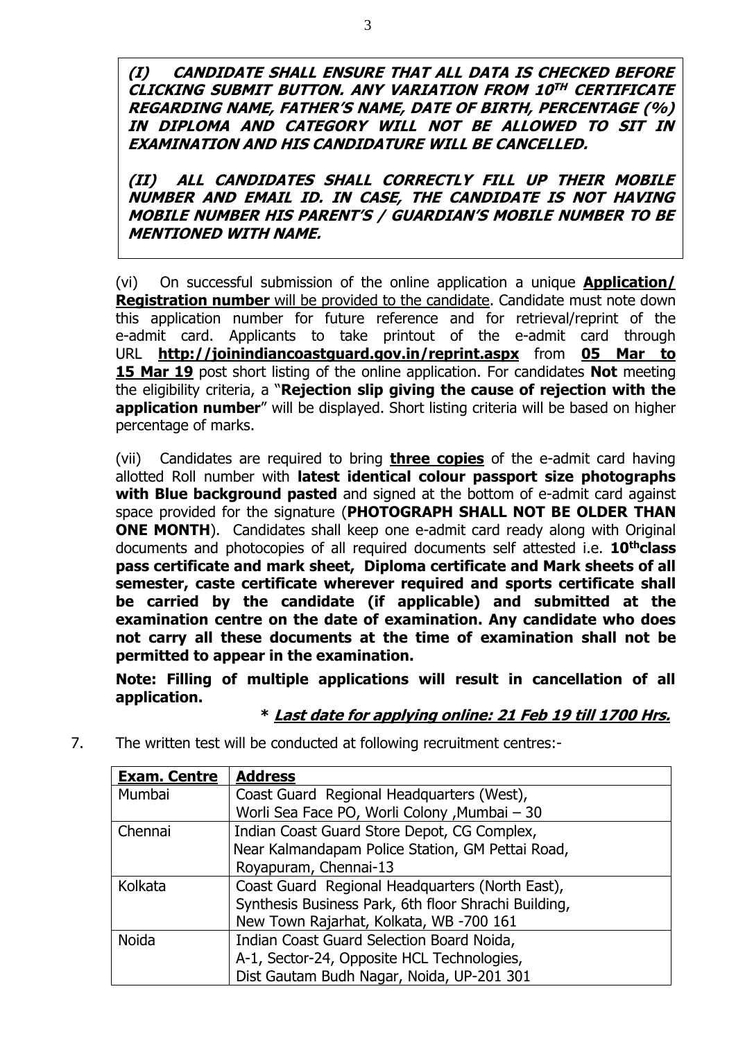***(I) CANDIDATE SHALL ENSURE THAT ALL DATA IS CHECKED BEFORE CLICKING SUBMIT BUTTON. ANY VARIATION FROM 10TH CERTIFICATE REGARDING NAME, FATHER'S NAME, DATE OF BIRTH, PERCENTAGE (%) IN DIPLOMA AND CATEGORY WILL NOT BE ALLOWED TO SIT IN EXAMINATION AND HIS CANDIDATURE WILL BE CANCELLED.***

***(II) ALL CANDIDATES SHALL CORRECTLY FILL UP THEIR MOBILE NUMBER AND EMAIL ID. IN CASE, THE CANDIDATE IS NOT HAVING MOBILE NUMBER HIS PARENT'S / GUARDIAN'S MOBILE NUMBER TO BE MENTIONED WITH NAME.***

(vi) On successful submission of the online application a unique **Application/ Registration number** will be provided to the candidate. Candidate must note down this application number for future reference and for retrieval/reprint of the e-admit card. Applicants to take printout of the e-admit card through URL **http://joinindiancoastguard.gov.in/reprint.aspx** from **05 Mar to 15 Mar 19** post short listing of the online application. For candidates **Not** meeting the eligibility criteria, a "**Rejection slip giving the cause of rejection with the application number**" will be displayed. Short listing criteria will be based on higher percentage of marks.

(vii) Candidates are required to bring **three copies** of the e-admit card having allotted Roll number with **latest identical colour passport size photographs with Blue background pasted** and signed at the bottom of e-admit card against space provided for the signature (**PHOTOGRAPH SHALL NOT BE OLDER THAN ONE MONTH**). Candidates shall keep one e-admit card ready along with Original documents and photocopies of all required documents self attested i.e. **10th class pass certificate and mark sheet, Diploma certificate and Mark sheets of all semester, caste certificate wherever required and sports certificate shall be carried by the candidate (if applicable) and submitted at the examination centre on the date of examination. Any candidate who does not carry all these documents at the time of examination shall not be permitted to appear in the examination.**

**Note: Filling of multiple applications will result in cancellation of all application.**

**\* *Last date for applying online: 21 Feb 19 till 1700 Hrs.***

7. The written test will be conducted at following recruitment centres:-

| **Exam. Centre** | **Address** |
|---|---|
| Mumbai | Coast Guard Regional Headquarters (West), Worli Sea Face PO, Worli Colony ,Mumbai – 30 |
| Chennai | Indian Coast Guard Store Depot, CG Complex, Near Kalmandapam Police Station, GM Pettai Road, Royapuram, Chennai-13 |
| Kolkata | Coast Guard Regional Headquarters (North East), Synthesis Business Park, 6th floor Shrachi Building, New Town Rajarhat, Kolkata, WB -700 161 |
| Noida | Indian Coast Guard Selection Board Noida, A-1, Sector-24, Opposite HCL Technologies, Dist Gautam Budh Nagar, Noida, UP-201 301 |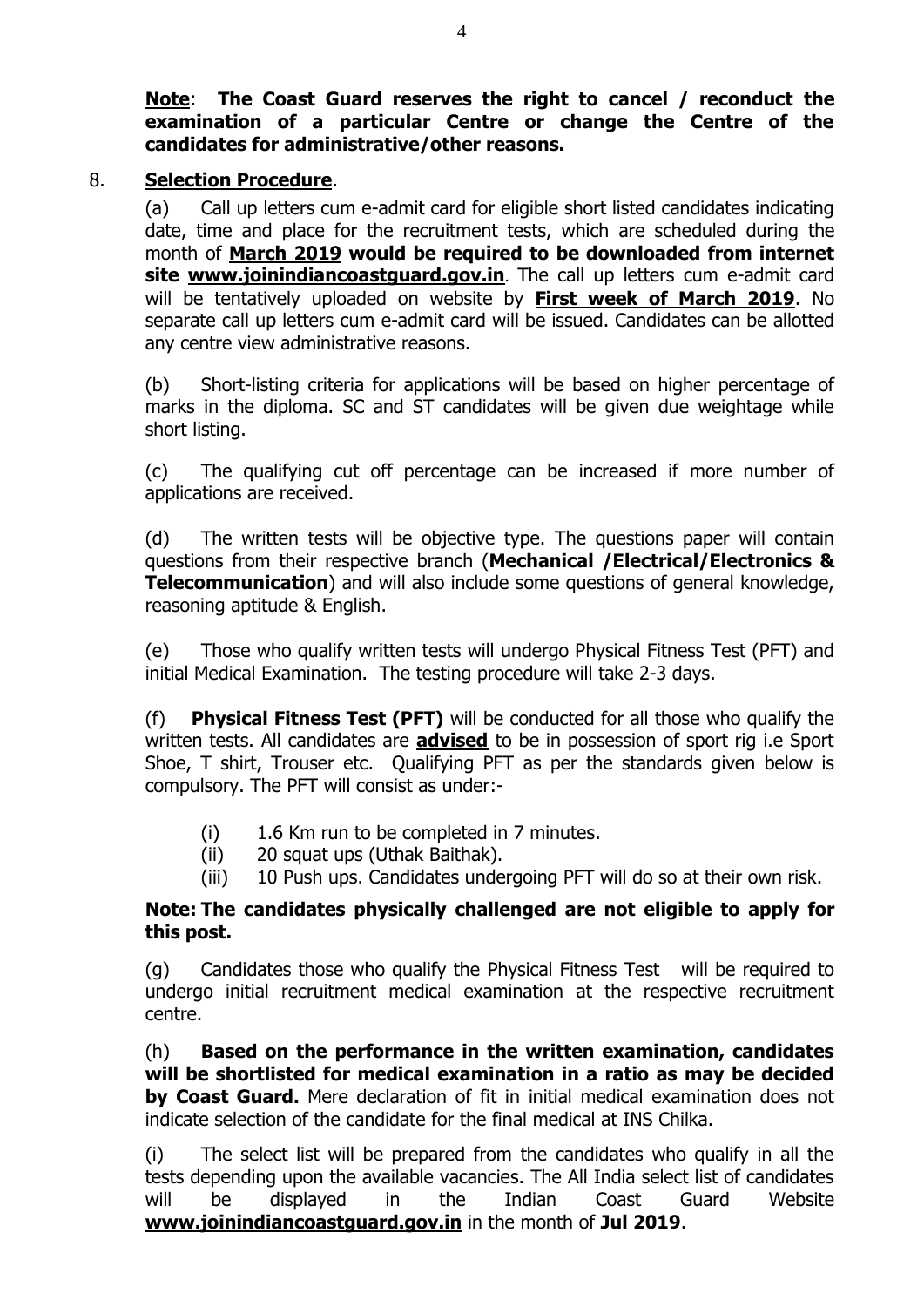**Note**: **The Coast Guard reserves the right to cancel / reconduct the examination of a particular Centre or change the Centre of the candidates for administrative/other reasons.**

8. **Selection Procedure**.

(a) Call up letters cum e-admit card for eligible short listed candidates indicating date, time and place for the recruitment tests, which are scheduled during the month of **March 2019 would be required to be downloaded from internet site www.joinindiancoastguard.gov.in**. The call up letters cum e-admit card will be tentatively uploaded on website by **First week of March 2019**. No separate call up letters cum e-admit card will be issued. Candidates can be allotted any centre view administrative reasons.

(b) Short-listing criteria for applications will be based on higher percentage of marks in the diploma. SC and ST candidates will be given due weightage while short listing.

(c) The qualifying cut off percentage can be increased if more number of applications are received.

(d) The written tests will be objective type. The questions paper will contain questions from their respective branch (**Mechanical /Electrical/Electronics & Telecommunication**) and will also include some questions of general knowledge, reasoning aptitude & English.

(e) Those who qualify written tests will undergo Physical Fitness Test (PFT) and initial Medical Examination. The testing procedure will take 2-3 days.

(f) **Physical Fitness Test (PFT)** will be conducted for all those who qualify the written tests. All candidates are **advised** to be in possession of sport rig i.e Sport Shoe, T shirt, Trouser etc. Qualifying PFT as per the standards given below is compulsory. The PFT will consist as under:-

- (i) 1.6 Km run to be completed in 7 minutes.
- (ii) 20 squat ups (Uthak Baithak).
- (iii) 10 Push ups. Candidates undergoing PFT will do so at their own risk.

**Note: The candidates physically challenged are not eligible to apply for this post.**

(g) Candidates those who qualify the Physical Fitness Test will be required to undergo initial recruitment medical examination at the respective recruitment centre.

(h) **Based on the performance in the written examination, candidates will be shortlisted for medical examination in a ratio as may be decided by Coast Guard.** Mere declaration of fit in initial medical examination does not indicate selection of the candidate for the final medical at INS Chilka.

(i) The select list will be prepared from the candidates who qualify in all the tests depending upon the available vacancies. The All India select list of candidates will be displayed in the Indian Coast Guard Website **www.joinindiancoastguard.gov.in** in the month of **Jul 2019**.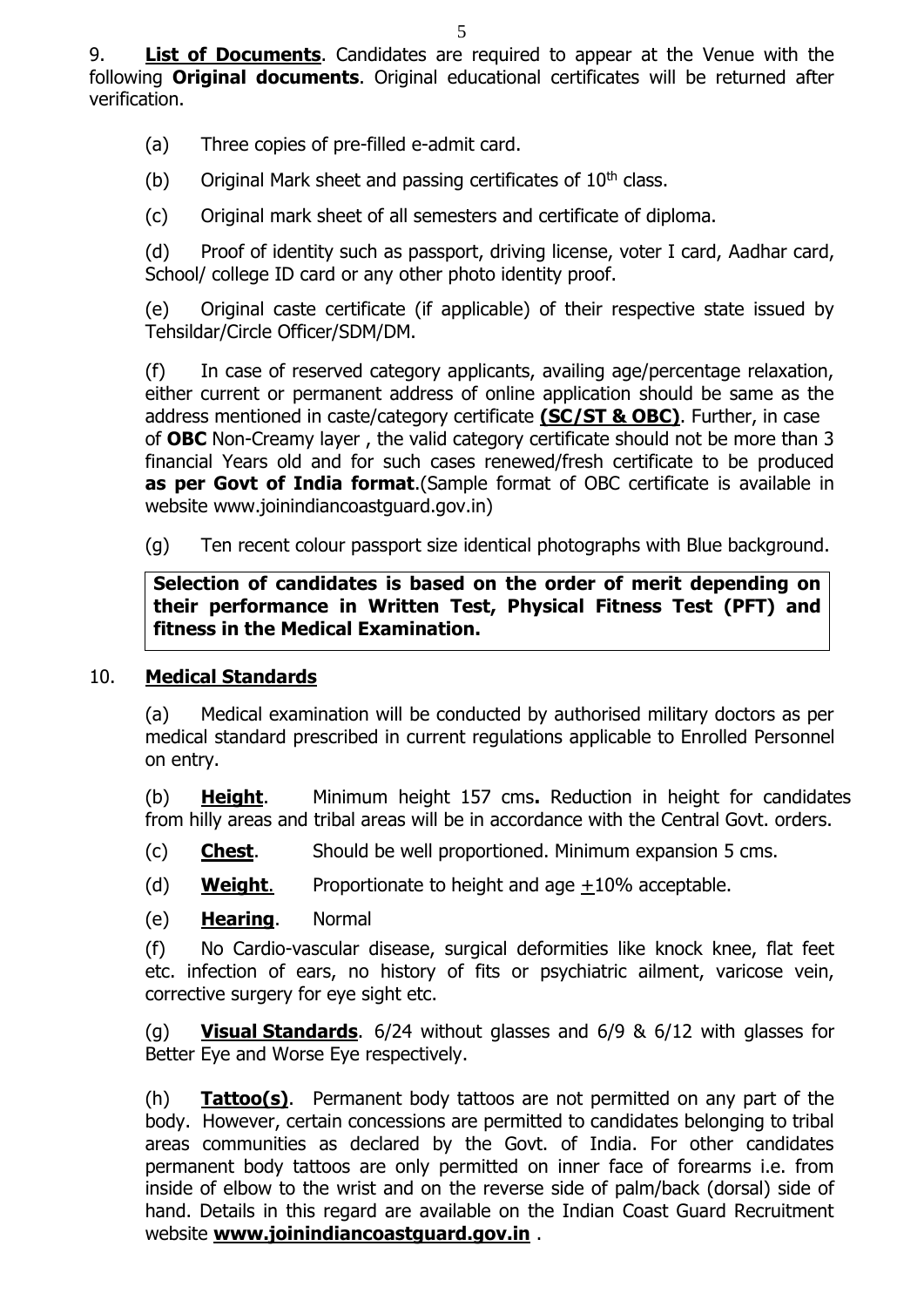9. **List of Documents**. Candidates are required to appear at the Venue with the following **Original documents**. Original educational certificates will be returned after verification.

(a) Three copies of pre-filled e-admit card.

(b) Original Mark sheet and passing certificates of $10^{th}$ class.

(c) Original mark sheet of all semesters and certificate of diploma.

(d) Proof of identity such as passport, driving license, voter I card, Aadhar card, School/ college ID card or any other photo identity proof.

(e) Original caste certificate (if applicable) of their respective state issued by Tehsildar/Circle Officer/SDM/DM.

(f) In case of reserved category applicants, availing age/percentage relaxation, either current or permanent address of online application should be same as the address mentioned in caste/category certificate **(SC/ST & OBC)**. Further, in case of **OBC** Non-Creamy layer , the valid category certificate should not be more than 3 financial Years old and for such cases renewed/fresh certificate to be produced **as per Govt of India format**.(Sample format of OBC certificate is available in website www.joinindiancoastguard.gov.in)

(g) Ten recent colour passport size identical photographs with Blue background.

**Selection of candidates is based on the order of merit depending on their performance in Written Test, Physical Fitness Test (PFT) and fitness in the Medical Examination.**

10. **Medical Standards**

(a) Medical examination will be conducted by authorised military doctors as per medical standard prescribed in current regulations applicable to Enrolled Personnel on entry.

(b) **Height**. Minimum height 157 cms**.** Reduction in height for candidates from hilly areas and tribal areas will be in accordance with the Central Govt. orders.

(c) **Chest**. Should be well proportioned. Minimum expansion 5 cms.

(d) **Weight**. Proportionate to height and age $\pm$10% acceptable.

(e) **Hearing**. Normal

(f) No Cardio-vascular disease, surgical deformities like knock knee, flat feet etc. infection of ears, no history of fits or psychiatric ailment, varicose vein, corrective surgery for eye sight etc.

(g) **Visual Standards**. 6/24 without glasses and 6/9 & 6/12 with glasses for Better Eye and Worse Eye respectively.

(h) **Tattoo(s)**. Permanent body tattoos are not permitted on any part of the body. However, certain concessions are permitted to candidates belonging to tribal areas communities as declared by the Govt. of India. For other candidates permanent body tattoos are only permitted on inner face of forearms i.e. from inside of elbow to the wrist and on the reverse side of palm/back (dorsal) side of hand. Details in this regard are available on the Indian Coast Guard Recruitment website **www.joinindiancoastguard.gov.in** .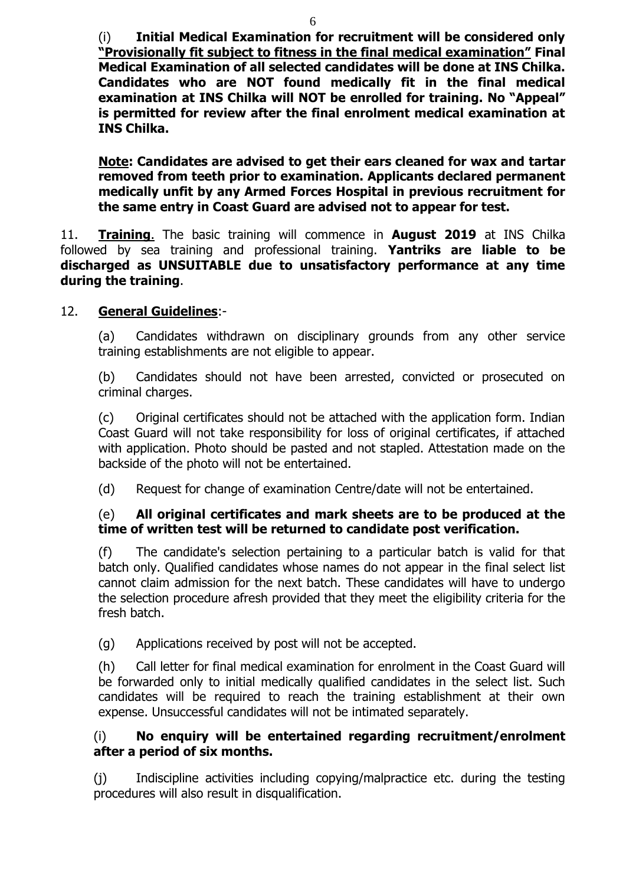(i) **Initial Medical Examination for recruitment will be considered only "Provisionally fit subject to fitness in the final medical examination" Final Medical Examination of all selected candidates will be done at INS Chilka. Candidates who are NOT found medically fit in the final medical examination at INS Chilka will NOT be enrolled for training. No "Appeal" is permitted for review after the final enrolment medical examination at INS Chilka.**

**Note: Candidates are advised to get their ears cleaned for wax and tartar removed from teeth prior to examination. Applicants declared permanent medically unfit by any Armed Forces Hospital in previous recruitment for the same entry in Coast Guard are advised not to appear for test.**

11. **Training**. The basic training will commence in **August 2019** at INS Chilka followed by sea training and professional training. **Yantriks are liable to be discharged as UNSUITABLE due to unsatisfactory performance at any time during the training**.

12. **General Guidelines**:-

(a) Candidates withdrawn on disciplinary grounds from any other service training establishments are not eligible to appear.

(b) Candidates should not have been arrested, convicted or prosecuted on criminal charges.

(c) Original certificates should not be attached with the application form. Indian Coast Guard will not take responsibility for loss of original certificates, if attached with application. Photo should be pasted and not stapled. Attestation made on the backside of the photo will not be entertained.

(d) Request for change of examination Centre/date will not be entertained.

(e) **All original certificates and mark sheets are to be produced at the time of written test will be returned to candidate post verification.**

(f) The candidate's selection pertaining to a particular batch is valid for that batch only. Qualified candidates whose names do not appear in the final select list cannot claim admission for the next batch. These candidates will have to undergo the selection procedure afresh provided that they meet the eligibility criteria for the fresh batch.

(g) Applications received by post will not be accepted.

(h) Call letter for final medical examination for enrolment in the Coast Guard will be forwarded only to initial medically qualified candidates in the select list. Such candidates will be required to reach the training establishment at their own expense. Unsuccessful candidates will not be intimated separately.

(i) **No enquiry will be entertained regarding recruitment/enrolment after a period of six months.**

(j) Indiscipline activities including copying/malpractice etc. during the testing procedures will also result in disqualification.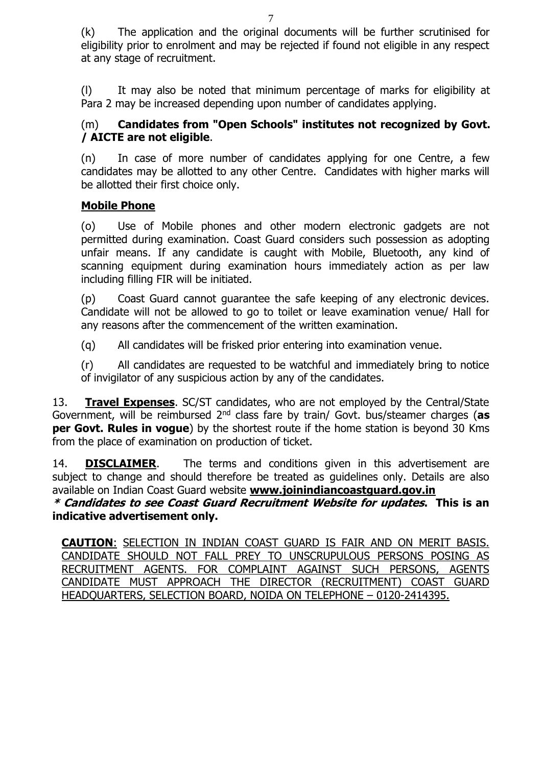(k) The application and the original documents will be further scrutinised for eligibility prior to enrolment and may be rejected if found not eligible in any respect at any stage of recruitment.

(l) It may also be noted that minimum percentage of marks for eligibility at Para 2 may be increased depending upon number of candidates applying.

(m) **Candidates from "Open Schools" institutes not recognized by Govt. / AICTE are not eligible**.

(n) In case of more number of candidates applying for one Centre, a few candidates may be allotted to any other Centre. Candidates with higher marks will be allotted their first choice only.

**Mobile Phone**

(o) Use of Mobile phones and other modern electronic gadgets are not permitted during examination. Coast Guard considers such possession as adopting unfair means. If any candidate is caught with Mobile, Bluetooth, any kind of scanning equipment during examination hours immediately action as per law including filling FIR will be initiated.

(p) Coast Guard cannot guarantee the safe keeping of any electronic devices. Candidate will not be allowed to go to toilet or leave examination venue/ Hall for any reasons after the commencement of the written examination.

(q) All candidates will be frisked prior entering into examination venue.

(r) All candidates are requested to be watchful and immediately bring to notice of invigilator of any suspicious action by any of the candidates.

13. **Travel Expenses**. SC/ST candidates, who are not employed by the Central/State Government, will be reimbursed 2nd class fare by train/ Govt. bus/steamer charges (**as per Govt. Rules in vogue**) by the shortest route if the home station is beyond 30 Kms from the place of examination on production of ticket.

14. **DISCLAIMER**. The terms and conditions given in this advertisement are subject to change and should therefore be treated as guidelines only. Details are also available on Indian Coast Guard website **www.joinindiancoastguard.gov.in**

***\* Candidates to see Coast Guard Recruitment Website for updates*. This is an indicative advertisement only.**

**CAUTION**: SELECTION IN INDIAN COAST GUARD IS FAIR AND ON MERIT BASIS. CANDIDATE SHOULD NOT FALL PREY TO UNSCRUPULOUS PERSONS POSING AS RECRUITMENT AGENTS. FOR COMPLAINT AGAINST SUCH PERSONS, AGENTS CANDIDATE MUST APPROACH THE DIRECTOR (RECRUITMENT) COAST GUARD HEADQUARTERS, SELECTION BOARD, NOIDA ON TELEPHONE – 0120-2414395.